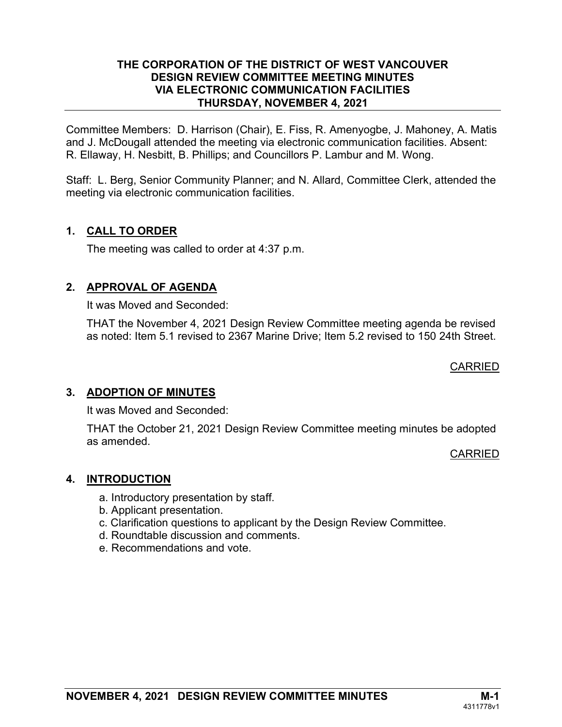# THE CORPORATION OF THE DISTRICT OF WEST VANCOUVER
## DESIGN REVIEW COMMITTEE MEETING MINUTES
## VIA ELECTRONIC COMMUNICATION FACILITIES
## THURSDAY, NOVEMBER 4, 2021

Committee Members: D. Harrison (Chair), E. Fiss, R. Amenyogbe, J. Mahoney, A. Matis and J. McDougall attended the meeting via electronic communication facilities. Absent: R. Ellaway, H. Nesbitt, B. Phillips; and Councillors P. Lambur and M. Wong.

Staff: L. Berg, Senior Community Planner; and N. Allard, Committee Clerk, attended the meeting via electronic communication facilities.

### 1. CALL TO ORDER

The meeting was called to order at 4:37 p.m.

### 2. APPROVAL OF AGENDA

It was Moved and Seconded:

THAT the November 4, 2021 Design Review Committee meeting agenda be revised as noted: Item 5.1 revised to 2367 Marine Drive; Item 5.2 revised to 150 24th Street.

CARRIED

### 3. ADOPTION OF MINUTES

It was Moved and Seconded:

THAT the October 21, 2021 Design Review Committee meeting minutes be adopted as amended.

CARRIED

### 4. INTRODUCTION

a. Introductory presentation by staff.
b. Applicant presentation.
c. Clarification questions to applicant by the Design Review Committee.
d. Roundtable discussion and comments.
e. Recommendations and vote.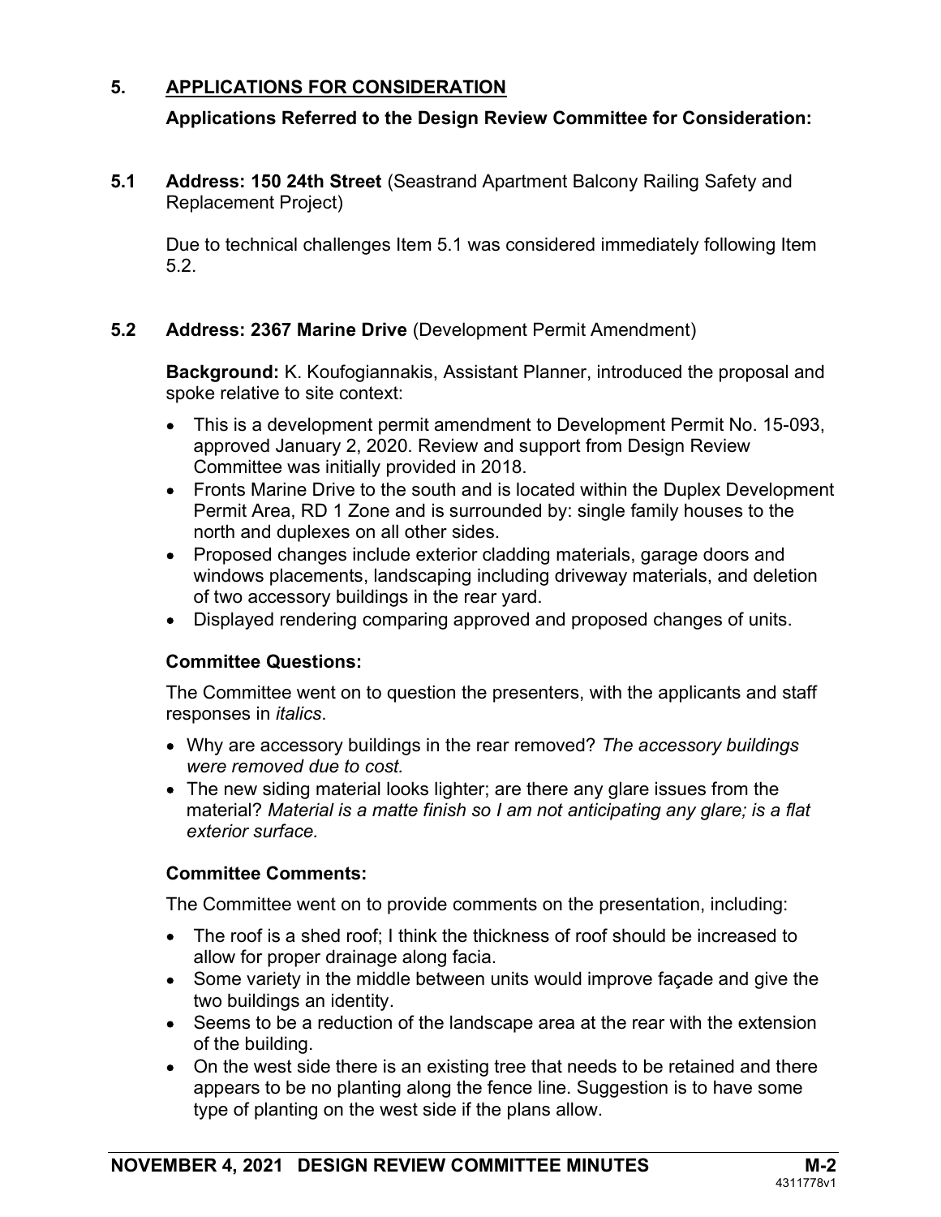## 5. APPLICATIONS FOR CONSIDERATION

### Applications Referred to the Design Review Committee for Consideration:

### 5.1 Address: 150 24th Street (Seastrand Apartment Balcony Railing Safety and Replacement Project)

Due to technical challenges Item 5.1 was considered immediately following Item 5.2.

### 5.2 Address: 2367 Marine Drive (Development Permit Amendment)

**Background:** K. Koufogiannakis, Assistant Planner, introduced the proposal and spoke relative to site context:

- This is a development permit amendment to Development Permit No. 15-093, approved January 2, 2020. Review and support from Design Review Committee was initially provided in 2018.
- Fronts Marine Drive to the south and is located within the Duplex Development Permit Area, RD 1 Zone and is surrounded by: single family houses to the north and duplexes on all other sides.
- Proposed changes include exterior cladding materials, garage doors and windows placements, landscaping including driveway materials, and deletion of two accessory buildings in the rear yard.
- Displayed rendering comparing approved and proposed changes of units.

**Committee Questions:**

The Committee went on to question the presenters, with the applicants and staff responses in *italics*.

- Why are accessory buildings in the rear removed? *The accessory buildings were removed due to cost.*
- The new siding material looks lighter; are there any glare issues from the material? *Material is a matte finish so I am not anticipating any glare; is a flat exterior surface.*

**Committee Comments:**

The Committee went on to provide comments on the presentation, including:

- The roof is a shed roof; I think the thickness of roof should be increased to allow for proper drainage along facia.
- Some variety in the middle between units would improve façade and give the two buildings an identity.
- Seems to be a reduction of the landscape area at the rear with the extension of the building.
- On the west side there is an existing tree that needs to be retained and there appears to be no planting along the fence line. Suggestion is to have some type of planting on the west side if the plans allow.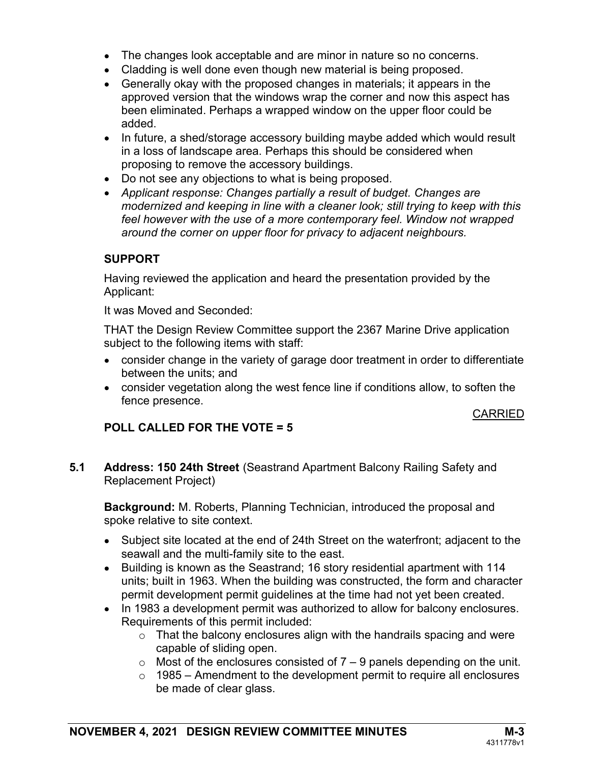- The changes look acceptable and are minor in nature so no concerns.
- Cladding is well done even though new material is being proposed.
- Generally okay with the proposed changes in materials; it appears in the approved version that the windows wrap the corner and now this aspect has been eliminated. Perhaps a wrapped window on the upper floor could be added.
- In future, a shed/storage accessory building maybe added which would result in a loss of landscape area. Perhaps this should be considered when proposing to remove the accessory buildings.
- Do not see any objections to what is being proposed.
- *Applicant response: Changes partially a result of budget. Changes are modernized and keeping in line with a cleaner look; still trying to keep with this feel however with the use of a more contemporary feel. Window not wrapped around the corner on upper floor for privacy to adjacent neighbours.*

**SUPPORT**

Having reviewed the application and heard the presentation provided by the Applicant:

It was Moved and Seconded:

THAT the Design Review Committee support the 2367 Marine Drive application subject to the following items with staff:

- consider change in the variety of garage door treatment in order to differentiate between the units; and
- consider vegetation along the west fence line if conditions allow, to soften the fence presence.

CARRIED

**POLL CALLED FOR THE VOTE = 5**

**5.1 Address: 150 24th Street** (Seastrand Apartment Balcony Railing Safety and Replacement Project)

**Background:** M. Roberts, Planning Technician, introduced the proposal and spoke relative to site context.

- Subject site located at the end of 24th Street on the waterfront; adjacent to the seawall and the multi-family site to the east.
- Building is known as the Seastrand; 16 story residential apartment with 114 units; built in 1963. When the building was constructed, the form and character permit development permit guidelines at the time had not yet been created.
- In 1983 a development permit was authorized to allow for balcony enclosures. Requirements of this permit included:
  - That the balcony enclosures align with the handrails spacing and were capable of sliding open.
  - Most of the enclosures consisted of 7 – 9 panels depending on the unit.
  - 1985 – Amendment to the development permit to require all enclosures be made of clear glass.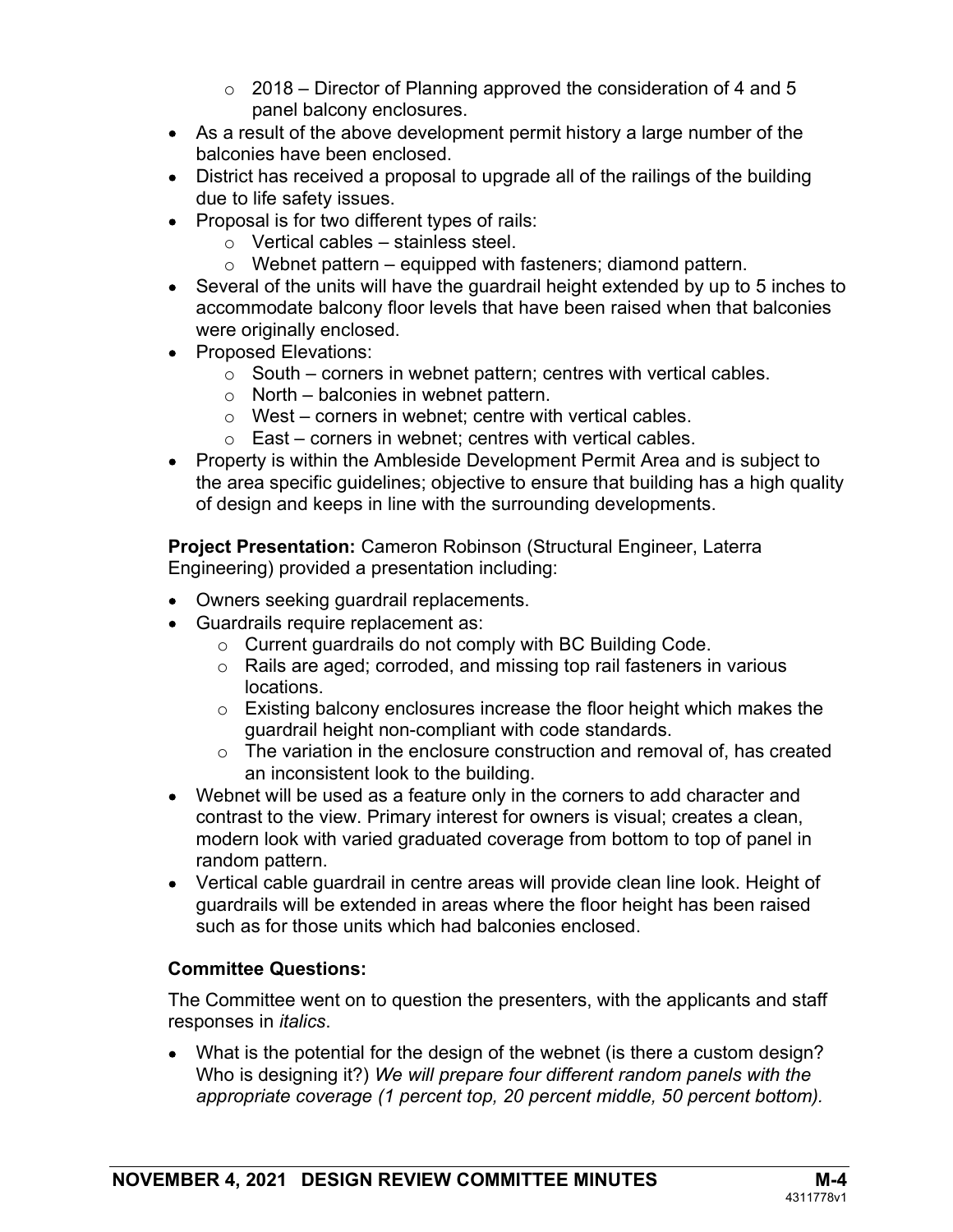- 2018 – Director of Planning approved the consideration of 4 and 5 panel balcony enclosures.
- As a result of the above development permit history a large number of the balconies have been enclosed.
- District has received a proposal to upgrade all of the railings of the building due to life safety issues.
- Proposal is for two different types of rails:
  - Vertical cables – stainless steel.
  - Webnet pattern – equipped with fasteners; diamond pattern.
- Several of the units will have the guardrail height extended by up to 5 inches to accommodate balcony floor levels that have been raised when that balconies were originally enclosed.
- Proposed Elevations:
  - South – corners in webnet pattern; centres with vertical cables.
  - North – balconies in webnet pattern.
  - West – corners in webnet; centre with vertical cables.
  - East – corners in webnet; centres with vertical cables.
- Property is within the Ambleside Development Permit Area and is subject to the area specific guidelines; objective to ensure that building has a high quality of design and keeps in line with the surrounding developments.

**Project Presentation:** Cameron Robinson (Structural Engineer, Laterra Engineering) provided a presentation including:

- Owners seeking guardrail replacements.
- Guardrails require replacement as:
  - Current guardrails do not comply with BC Building Code.
  - Rails are aged; corroded, and missing top rail fasteners in various locations.
  - Existing balcony enclosures increase the floor height which makes the guardrail height non-compliant with code standards.
  - The variation in the enclosure construction and removal of, has created an inconsistent look to the building.
- Webnet will be used as a feature only in the corners to add character and contrast to the view. Primary interest for owners is visual; creates a clean, modern look with varied graduated coverage from bottom to top of panel in random pattern.
- Vertical cable guardrail in centre areas will provide clean line look. Height of guardrails will be extended in areas where the floor height has been raised such as for those units which had balconies enclosed.

### Committee Questions:

The Committee went on to question the presenters, with the applicants and staff responses in *italics*.

- What is the potential for the design of the webnet (is there a custom design? Who is designing it?) *We will prepare four different random panels with the appropriate coverage (1 percent top, 20 percent middle, 50 percent bottom).*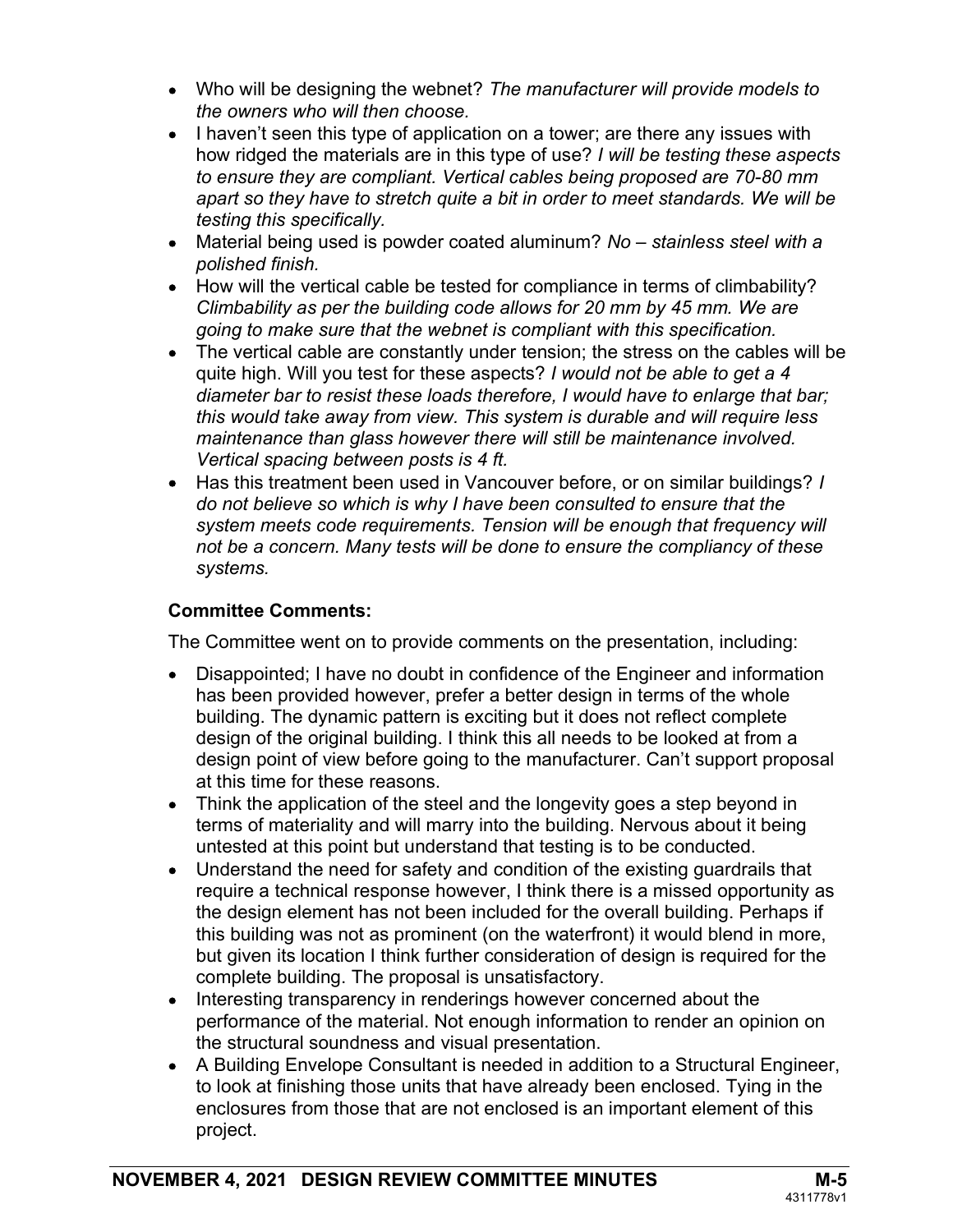- Who will be designing the webnet? *The manufacturer will provide models to the owners who will then choose.*
- I haven't seen this type of application on a tower; are there any issues with how ridged the materials are in this type of use? *I will be testing these aspects to ensure they are compliant. Vertical cables being proposed are 70-80 mm apart so they have to stretch quite a bit in order to meet standards. We will be testing this specifically.*
- Material being used is powder coated aluminum? *No – stainless steel with a polished finish.*
- How will the vertical cable be tested for compliance in terms of climbability? *Climbability as per the building code allows for 20 mm by 45 mm. We are going to make sure that the webnet is compliant with this specification.*
- The vertical cable are constantly under tension; the stress on the cables will be quite high. Will you test for these aspects? *I would not be able to get a 4 diameter bar to resist these loads therefore, I would have to enlarge that bar; this would take away from view. This system is durable and will require less maintenance than glass however there will still be maintenance involved. Vertical spacing between posts is 4 ft.*
- Has this treatment been used in Vancouver before, or on similar buildings? *I do not believe so which is why I have been consulted to ensure that the system meets code requirements. Tension will be enough that frequency will not be a concern. Many tests will be done to ensure the compliancy of these systems.*

**Committee Comments:**

The Committee went on to provide comments on the presentation, including:

- Disappointed; I have no doubt in confidence of the Engineer and information has been provided however, prefer a better design in terms of the whole building. The dynamic pattern is exciting but it does not reflect complete design of the original building. I think this all needs to be looked at from a design point of view before going to the manufacturer. Can't support proposal at this time for these reasons.
- Think the application of the steel and the longevity goes a step beyond in terms of materiality and will marry into the building. Nervous about it being untested at this point but understand that testing is to be conducted.
- Understand the need for safety and condition of the existing guardrails that require a technical response however, I think there is a missed opportunity as the design element has not been included for the overall building. Perhaps if this building was not as prominent (on the waterfront) it would blend in more, but given its location I think further consideration of design is required for the complete building. The proposal is unsatisfactory.
- Interesting transparency in renderings however concerned about the performance of the material. Not enough information to render an opinion on the structural soundness and visual presentation.
- A Building Envelope Consultant is needed in addition to a Structural Engineer, to look at finishing those units that have already been enclosed. Tying in the enclosures from those that are not enclosed is an important element of this project.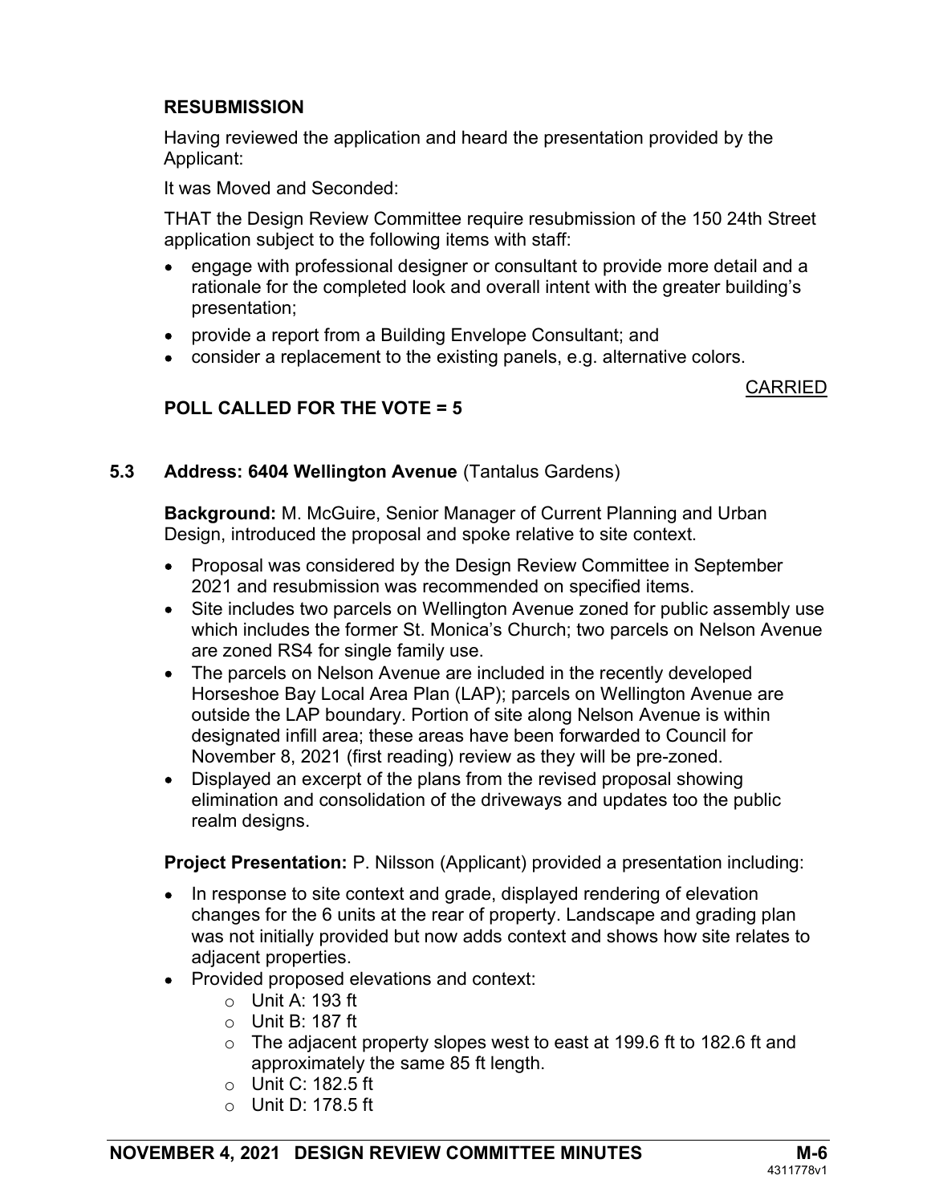**RESUBMISSION**

Having reviewed the application and heard the presentation provided by the Applicant:

It was Moved and Seconded:

THAT the Design Review Committee require resubmission of the 150 24th Street application subject to the following items with staff:

- engage with professional designer or consultant to provide more detail and a rationale for the completed look and overall intent with the greater building's presentation;
- provide a report from a Building Envelope Consultant; and
- consider a replacement to the existing panels, e.g. alternative colors.

CARRIED

**POLL CALLED FOR THE VOTE = 5**

**5.3 Address: 6404 Wellington Avenue** (Tantalus Gardens)

**Background:** M. McGuire, Senior Manager of Current Planning and Urban Design, introduced the proposal and spoke relative to site context.

- Proposal was considered by the Design Review Committee in September 2021 and resubmission was recommended on specified items.
- Site includes two parcels on Wellington Avenue zoned for public assembly use which includes the former St. Monica's Church; two parcels on Nelson Avenue are zoned RS4 for single family use.
- The parcels on Nelson Avenue are included in the recently developed Horseshoe Bay Local Area Plan (LAP); parcels on Wellington Avenue are outside the LAP boundary. Portion of site along Nelson Avenue is within designated infill area; these areas have been forwarded to Council for November 8, 2021 (first reading) review as they will be pre-zoned.
- Displayed an excerpt of the plans from the revised proposal showing elimination and consolidation of the driveways and updates too the public realm designs.

**Project Presentation:** P. Nilsson (Applicant) provided a presentation including:

- In response to site context and grade, displayed rendering of elevation changes for the 6 units at the rear of property. Landscape and grading plan was not initially provided but now adds context and shows how site relates to adjacent properties.
- Provided proposed elevations and context:
  - Unit A: 193 ft
  - Unit B: 187 ft
  - The adjacent property slopes west to east at 199.6 ft to 182.6 ft and approximately the same 85 ft length.
  - Unit C: 182.5 ft
  - Unit D: 178.5 ft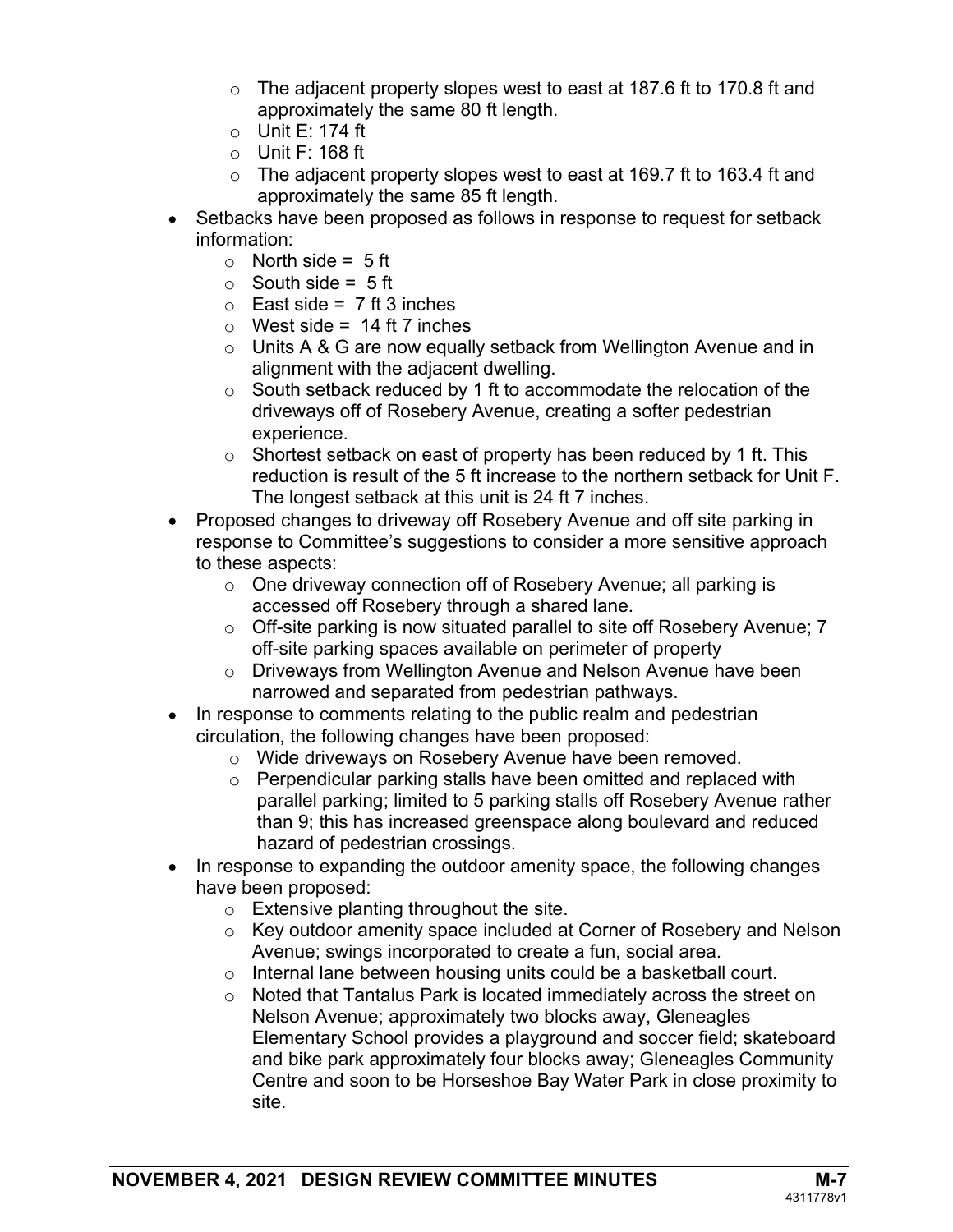- The adjacent property slopes west to east at 187.6 ft to 170.8 ft and approximately the same 80 ft length.
  - Unit E: 174 ft
  - Unit F: 168 ft
  - The adjacent property slopes west to east at 169.7 ft to 163.4 ft and approximately the same 85 ft length.
- Setbacks have been proposed as follows in response to request for setback information:
  - North side = 5 ft
  - South side = 5 ft
  - East side = 7 ft 3 inches
  - West side = 14 ft 7 inches
  - Units A & G are now equally setback from Wellington Avenue and in alignment with the adjacent dwelling.
  - South setback reduced by 1 ft to accommodate the relocation of the driveways off of Rosebery Avenue, creating a softer pedestrian experience.
  - Shortest setback on east of property has been reduced by 1 ft. This reduction is result of the 5 ft increase to the northern setback for Unit F. The longest setback at this unit is 24 ft 7 inches.
- Proposed changes to driveway off Rosebery Avenue and off site parking in response to Committee's suggestions to consider a more sensitive approach to these aspects:
  - One driveway connection off of Rosebery Avenue; all parking is accessed off Rosebery through a shared lane.
  - Off-site parking is now situated parallel to site off Rosebery Avenue; 7 off-site parking spaces available on perimeter of property
  - Driveways from Wellington Avenue and Nelson Avenue have been narrowed and separated from pedestrian pathways.
- In response to comments relating to the public realm and pedestrian circulation, the following changes have been proposed:
  - Wide driveways on Rosebery Avenue have been removed.
  - Perpendicular parking stalls have been omitted and replaced with parallel parking; limited to 5 parking stalls off Rosebery Avenue rather than 9; this has increased greenspace along boulevard and reduced hazard of pedestrian crossings.
- In response to expanding the outdoor amenity space, the following changes have been proposed:
  - Extensive planting throughout the site.
  - Key outdoor amenity space included at Corner of Rosebery and Nelson Avenue; swings incorporated to create a fun, social area.
  - Internal lane between housing units could be a basketball court.
  - Noted that Tantalus Park is located immediately across the street on Nelson Avenue; approximately two blocks away, Gleneagles Elementary School provides a playground and soccer field; skateboard and bike park approximately four blocks away; Gleneagles Community Centre and soon to be Horseshoe Bay Water Park in close proximity to site.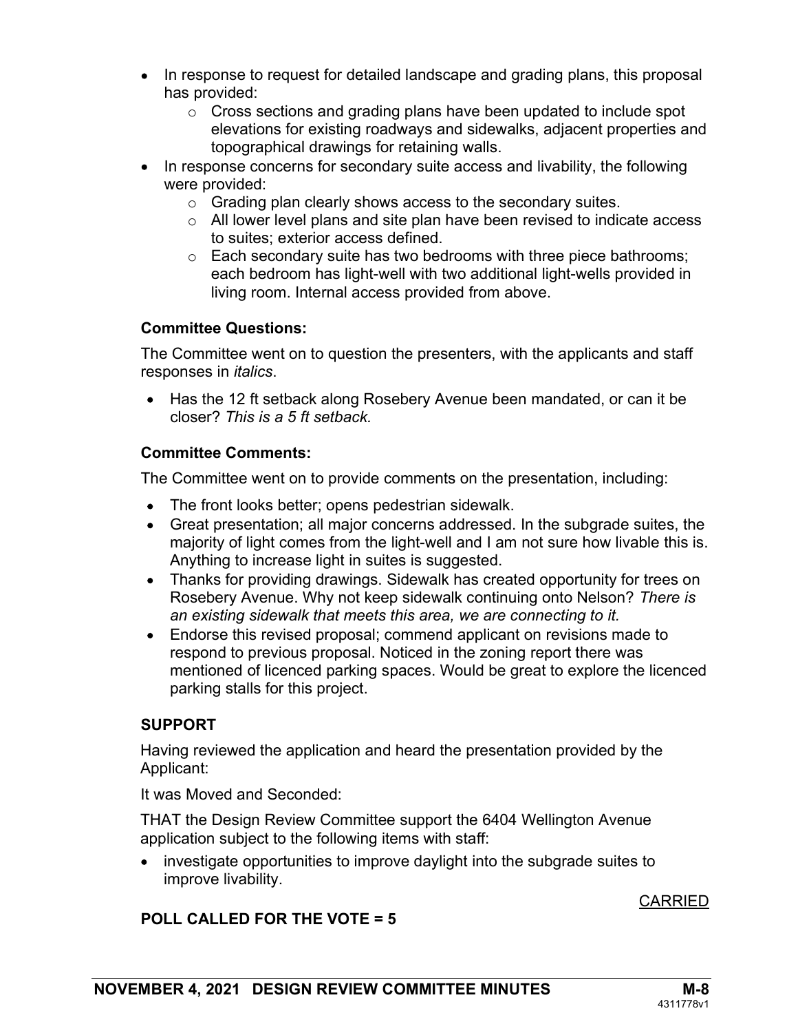- In response to request for detailed landscape and grading plans, this proposal has provided:
    - Cross sections and grading plans have been updated to include spot elevations for existing roadways and sidewalks, adjacent properties and topographical drawings for retaining walls.
- In response concerns for secondary suite access and livability, the following were provided:
    - Grading plan clearly shows access to the secondary suites.
    - All lower level plans and site plan have been revised to indicate access to suites; exterior access defined.
    - Each secondary suite has two bedrooms with three piece bathrooms; each bedroom has light-well with two additional light-wells provided in living room. Internal access provided from above.

**Committee Questions:**

The Committee went on to question the presenters, with the applicants and staff responses in *italics*.

- Has the 12 ft setback along Rosebery Avenue been mandated, or can it be closer? *This is a 5 ft setback.*

**Committee Comments:**

The Committee went on to provide comments on the presentation, including:

- The front looks better; opens pedestrian sidewalk.
- Great presentation; all major concerns addressed. In the subgrade suites, the majority of light comes from the light-well and I am not sure how livable this is. Anything to increase light in suites is suggested.
- Thanks for providing drawings. Sidewalk has created opportunity for trees on Rosebery Avenue. Why not keep sidewalk continuing onto Nelson? *There is an existing sidewalk that meets this area, we are connecting to it.*
- Endorse this revised proposal; commend applicant on revisions made to respond to previous proposal. Noticed in the zoning report there was mentioned of licenced parking spaces. Would be great to explore the licenced parking stalls for this project.

**SUPPORT**

Having reviewed the application and heard the presentation provided by the Applicant:

It was Moved and Seconded:

THAT the Design Review Committee support the 6404 Wellington Avenue application subject to the following items with staff:

- investigate opportunities to improve daylight into the subgrade suites to improve livability.

CARRIED

**POLL CALLED FOR THE VOTE = 5**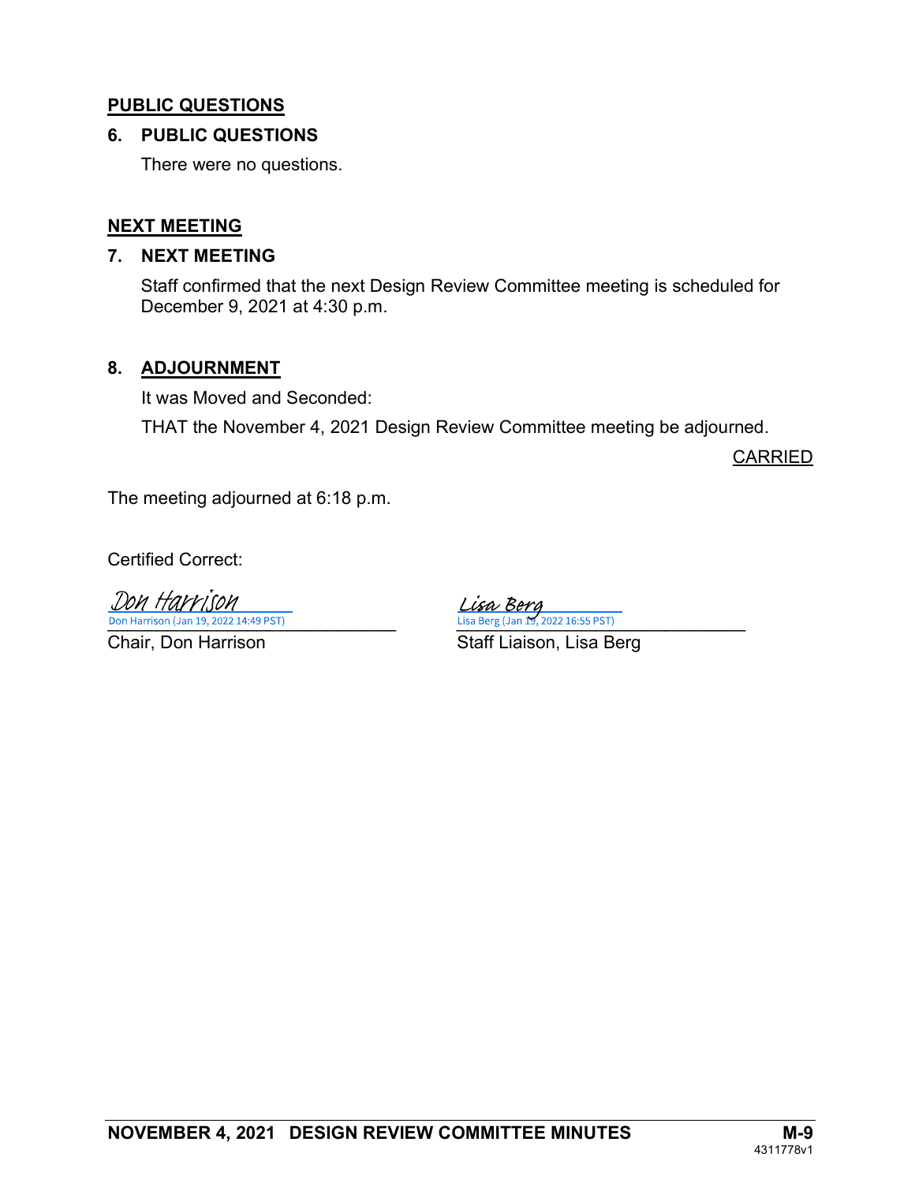## PUBLIC QUESTIONS

### 6. PUBLIC QUESTIONS

There were no questions.

## NEXT MEETING

### 7. NEXT MEETING

Staff confirmed that the next Design Review Committee meeting is scheduled for December 9, 2021 at 4:30 p.m.

### 8. ADJOURNMENT

It was Moved and Seconded:

THAT the November 4, 2021 Design Review Committee meeting be adjourned.

CARRIED

The meeting adjourned at 6:18 p.m.

Certified Correct:

Don Harrison
Don Harrison (Jan 19, 2022 14:49 PST)
Chair, Don Harrison

Lisa Berg
Lisa Berg (Jan 19, 2022 16:55 PST)
Staff Liaison, Lisa Berg